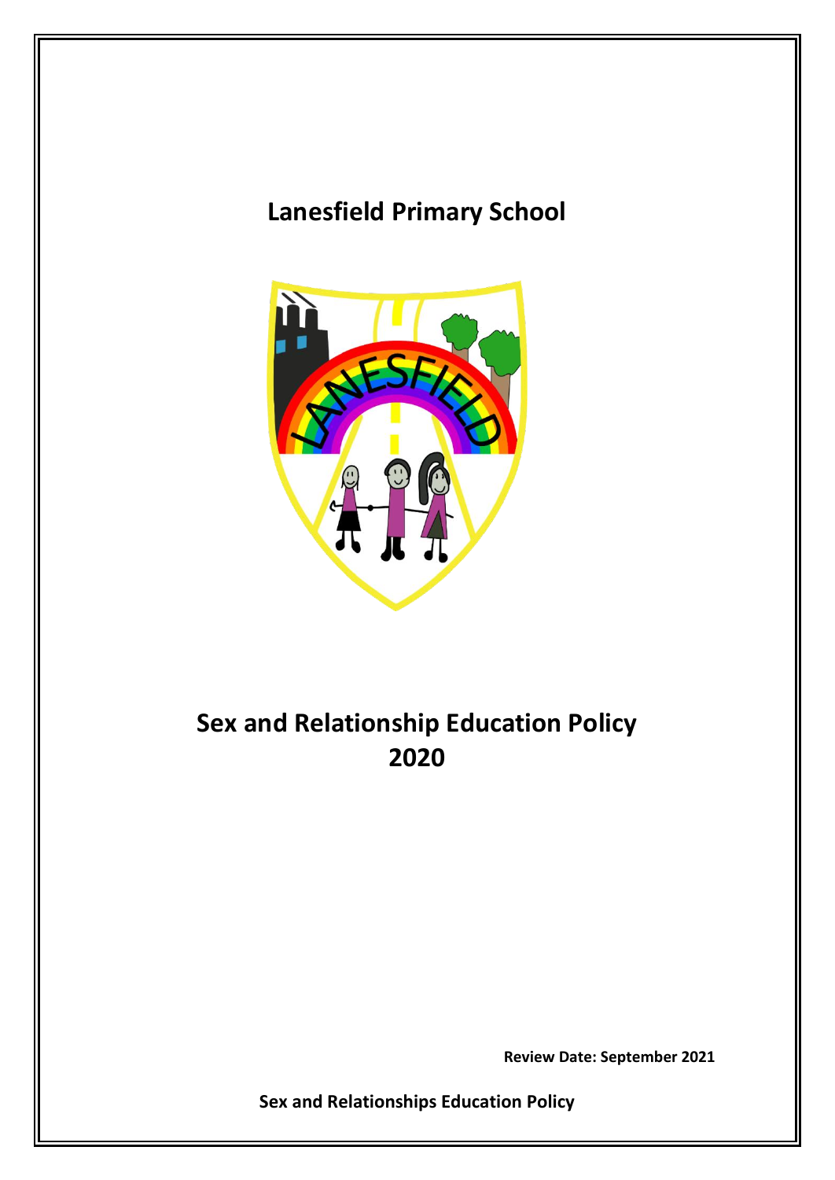# Lanesfield Primary School

# Sex and Relationship Education Policy 2020

**Review Date: September 2021**

**Sex and Relationships Education Policy**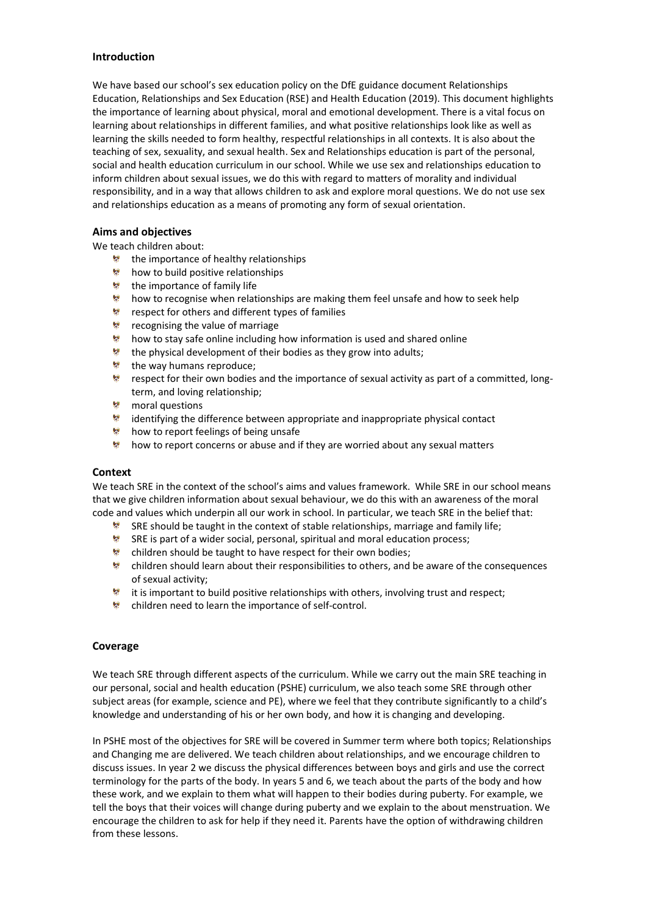## Introduction

We have based our school's sex education policy on the DfE guidance document Relationships Education, Relationships and Sex Education (RSE) and Health Education (2019). This document highlights the importance of learning about physical, moral and emotional development. There is a vital focus on learning about relationships in different families, and what positive relationships look like as well as learning the skills needed to form healthy, respectful relationships in all contexts. It is also about the teaching of sex, sexuality, and sexual health. Sex and Relationships education is part of the personal, social and health education curriculum in our school. While we use sex and relationships education to inform children about sexual issues, we do this with regard to matters of morality and individual responsibility, and in a way that allows children to ask and explore moral questions. We do not use sex and relationships education as a means of promoting any form of sexual orientation.

## Aims and objectives

We teach children about:

- the importance of healthy relationships
- how to build positive relationships
- the importance of family life
- how to recognise when relationships are making them feel unsafe and how to seek help
- respect for others and different types of families
- recognising the value of marriage
- how to stay safe online including how information is used and shared online
- the physical development of their bodies as they grow into adults;
- the way humans reproduce;
- respect for their own bodies and the importance of sexual activity as part of a committed, long-term, and loving relationship;
- moral questions
- identifying the difference between appropriate and inappropriate physical contact
- how to report feelings of being unsafe
- how to report concerns or abuse and if they are worried about any sexual matters

## Context

We teach SRE in the context of the school's aims and values framework. While SRE in our school means that we give children information about sexual behaviour, we do this with an awareness of the moral code and values which underpin all our work in school. In particular, we teach SRE in the belief that:

- SRE should be taught in the context of stable relationships, marriage and family life;
- SRE is part of a wider social, personal, spiritual and moral education process;
- children should be taught to have respect for their own bodies;
- children should learn about their responsibilities to others, and be aware of the consequences of sexual activity;
- it is important to build positive relationships with others, involving trust and respect;
- children need to learn the importance of self-control.

## Coverage

We teach SRE through different aspects of the curriculum. While we carry out the main SRE teaching in our personal, social and health education (PSHE) curriculum, we also teach some SRE through other subject areas (for example, science and PE), where we feel that they contribute significantly to a child's knowledge and understanding of his or her own body, and how it is changing and developing.

In PSHE most of the objectives for SRE will be covered in Summer term where both topics; Relationships and Changing me are delivered. We teach children about relationships, and we encourage children to discuss issues. In year 2 we discuss the physical differences between boys and girls and use the correct terminology for the parts of the body. In years 5 and 6, we teach about the parts of the body and how these work, and we explain to them what will happen to their bodies during puberty. For example, we tell the boys that their voices will change during puberty and we explain to the about menstruation. We encourage the children to ask for help if they need it. Parents have the option of withdrawing children from these lessons.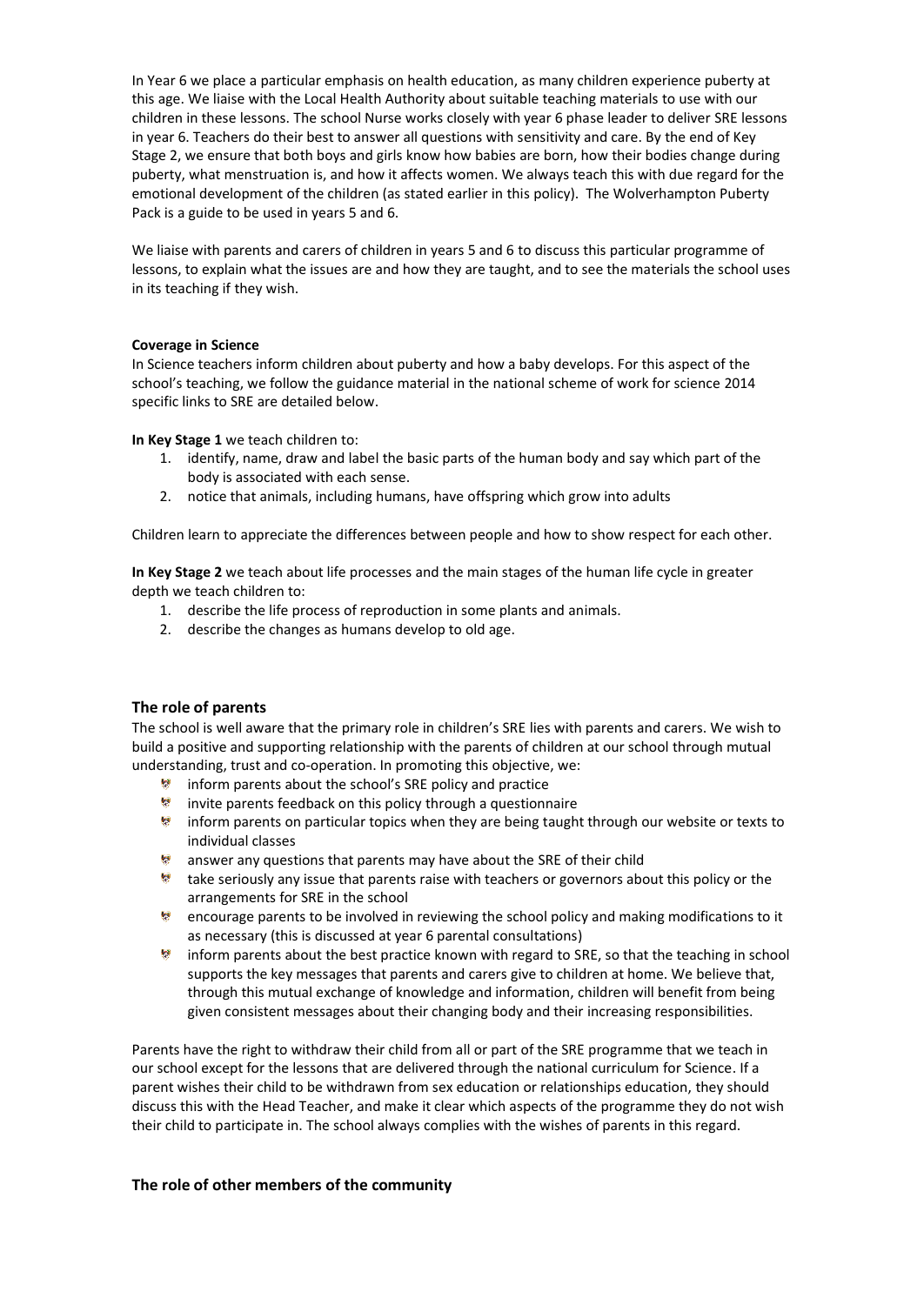In Year 6 we place a particular emphasis on health education, as many children experience puberty at this age. We liaise with the Local Health Authority about suitable teaching materials to use with our children in these lessons. The school Nurse works closely with year 6 phase leader to deliver SRE lessons in year 6. Teachers do their best to answer all questions with sensitivity and care. By the end of Key Stage 2, we ensure that both boys and girls know how babies are born, how their bodies change during puberty, what menstruation is, and how it affects women. We always teach this with due regard for the emotional development of the children (as stated earlier in this policy). The Wolverhampton Puberty Pack is a guide to be used in years 5 and 6.

We liaise with parents and carers of children in years 5 and 6 to discuss this particular programme of lessons, to explain what the issues are and how they are taught, and to see the materials the school uses in its teaching if they wish.

**Coverage in Science**

In Science teachers inform children about puberty and how a baby develops. For this aspect of the school's teaching, we follow the guidance material in the national scheme of work for science 2014 specific links to SRE are detailed below.

**In Key Stage 1** we teach children to:

1. identify, name, draw and label the basic parts of the human body and say which part of the body is associated with each sense.
2. notice that animals, including humans, have offspring which grow into adults

Children learn to appreciate the differences between people and how to show respect for each other.

**In Key Stage 2** we teach about life processes and the main stages of the human life cycle in greater depth we teach children to:

1. describe the life process of reproduction in some plants and animals.
2. describe the changes as humans develop to old age.

## The role of parents

The school is well aware that the primary role in children's SRE lies with parents and carers. We wish to build a positive and supporting relationship with the parents of children at our school through mutual understanding, trust and co-operation. In promoting this objective, we:

- inform parents about the school's SRE policy and practice
- invite parents feedback on this policy through a questionnaire
- inform parents on particular topics when they are being taught through our website or texts to individual classes
- answer any questions that parents may have about the SRE of their child
- take seriously any issue that parents raise with teachers or governors about this policy or the arrangements for SRE in the school
- encourage parents to be involved in reviewing the school policy and making modifications to it as necessary (this is discussed at year 6 parental consultations)
- inform parents about the best practice known with regard to SRE, so that the teaching in school supports the key messages that parents and carers give to children at home. We believe that, through this mutual exchange of knowledge and information, children will benefit from being given consistent messages about their changing body and their increasing responsibilities.

Parents have the right to withdraw their child from all or part of the SRE programme that we teach in our school except for the lessons that are delivered through the national curriculum for Science. If a parent wishes their child to be withdrawn from sex education or relationships education, they should discuss this with the Head Teacher, and make it clear which aspects of the programme they do not wish their child to participate in. The school always complies with the wishes of parents in this regard.

## The role of other members of the community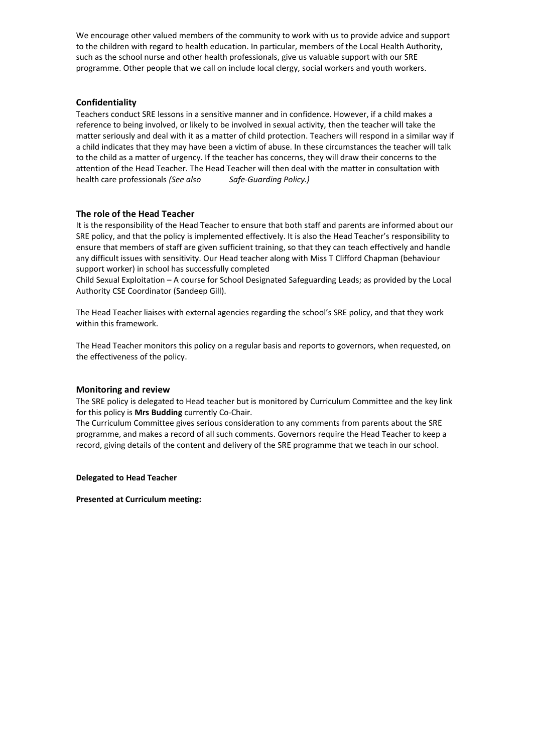We encourage other valued members of the community to work with us to provide advice and support to the children with regard to health education. In particular, members of the Local Health Authority, such as the school nurse and other health professionals, give us valuable support with our SRE programme. Other people that we call on include local clergy, social workers and youth workers.

### Confidentiality

Teachers conduct SRE lessons in a sensitive manner and in confidence. However, if a child makes a reference to being involved, or likely to be involved in sexual activity, then the teacher will take the matter seriously and deal with it as a matter of child protection. Teachers will respond in a similar way if a child indicates that they may have been a victim of abuse. In these circumstances the teacher will talk to the child as a matter of urgency. If the teacher has concerns, they will draw their concerns to the attention of the Head Teacher. The Head Teacher will then deal with the matter in consultation with health care professionals *(See also Safe-Guarding Policy.)*

### The role of the Head Teacher

It is the responsibility of the Head Teacher to ensure that both staff and parents are informed about our SRE policy, and that the policy is implemented effectively. It is also the Head Teacher's responsibility to ensure that members of staff are given sufficient training, so that they can teach effectively and handle any difficult issues with sensitivity. Our Head teacher along with Miss T Clifford Chapman (behaviour support worker) in school has successfully completed
Child Sexual Exploitation – A course for School Designated Safeguarding Leads; as provided by the Local Authority CSE Coordinator (Sandeep Gill).

The Head Teacher liaises with external agencies regarding the school's SRE policy, and that they work within this framework.

The Head Teacher monitors this policy on a regular basis and reports to governors, when requested, on the effectiveness of the policy.

### Monitoring and review

The SRE policy is delegated to Head teacher but is monitored by Curriculum Committee and the key link for this policy is **Mrs Budding** currently Co-Chair.
The Curriculum Committee gives serious consideration to any comments from parents about the SRE programme, and makes a record of all such comments. Governors require the Head Teacher to keep a record, giving details of the content and delivery of the SRE programme that we teach in our school.

**Delegated to Head Teacher**

**Presented at Curriculum meeting:**